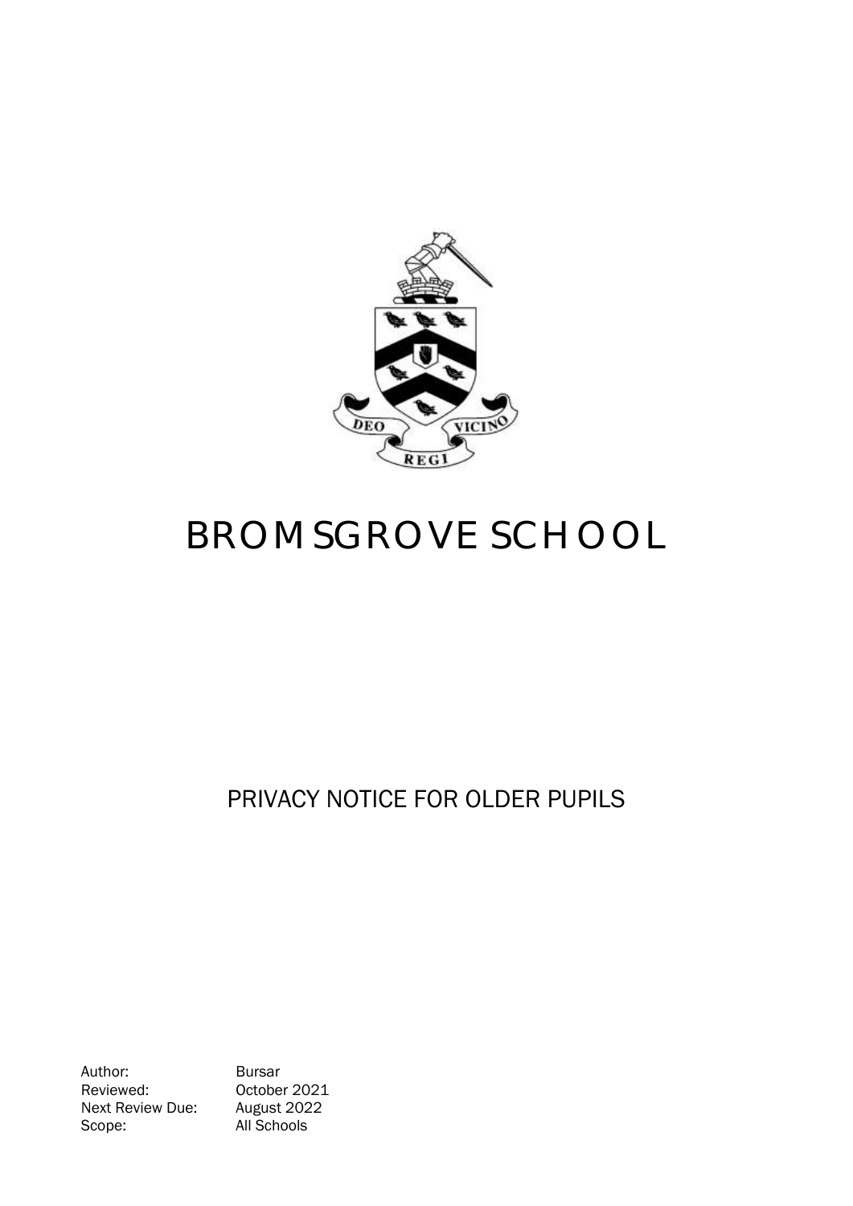# BROMSGROVE SCHOOL

## PRIVACY NOTICE FOR OLDER PUPILS

| | |
|---|---|
| Author: | Bursar |
| Reviewed: | October 2021 |
| Next Review Due: | August 2022 |
| Scope: | All Schools |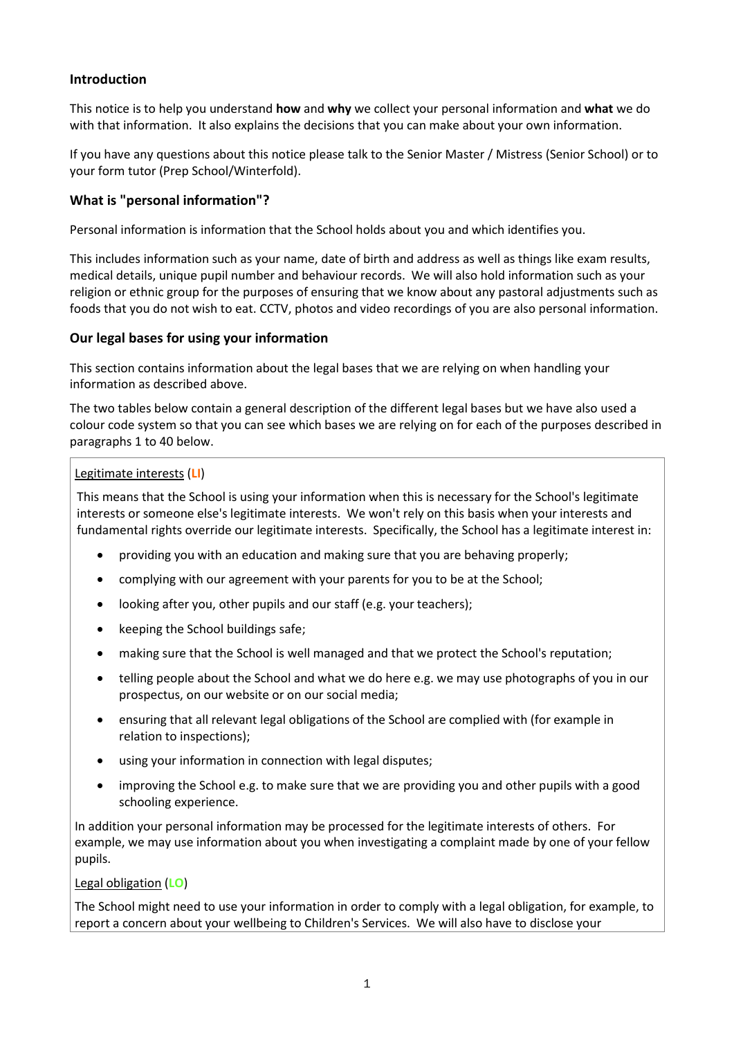## Introduction

This notice is to help you understand **how** and **why** we collect your personal information and **what** we do with that information. It also explains the decisions that you can make about your own information.

If you have any questions about this notice please talk to the Senior Master / Mistress (Senior School) or to your form tutor (Prep School/Winterfold).

## What is "personal information"?

Personal information is information that the School holds about you and which identifies you.

This includes information such as your name, date of birth and address as well as things like exam results, medical details, unique pupil number and behaviour records. We will also hold information such as your religion or ethnic group for the purposes of ensuring that we know about any pastoral adjustments such as foods that you do not wish to eat. CCTV, photos and video recordings of you are also personal information.

## Our legal bases for using your information

This section contains information about the legal bases that we are relying on when handling your information as described above.

The two tables below contain a general description of the different legal bases but we have also used a colour code system so that you can see which bases we are relying on for each of the purposes described in paragraphs 1 to 40 below.

Legitimate interests (**LI**)

This means that the School is using your information when this is necessary for the School's legitimate interests or someone else's legitimate interests. We won't rely on this basis when your interests and fundamental rights override our legitimate interests. Specifically, the School has a legitimate interest in:

- providing you with an education and making sure that you are behaving properly;
- complying with our agreement with your parents for you to be at the School;
- looking after you, other pupils and our staff (e.g. your teachers);
- keeping the School buildings safe;
- making sure that the School is well managed and that we protect the School's reputation;
- telling people about the School and what we do here e.g. we may use photographs of you in our prospectus, on our website or on our social media;
- ensuring that all relevant legal obligations of the School are complied with (for example in relation to inspections);
- using your information in connection with legal disputes;
- improving the School e.g. to make sure that we are providing you and other pupils with a good schooling experience.

In addition your personal information may be processed for the legitimate interests of others. For example, we may use information about you when investigating a complaint made by one of your fellow pupils.

Legal obligation (**LO**)

The School might need to use your information in order to comply with a legal obligation, for example, to report a concern about your wellbeing to Children's Services. We will also have to disclose your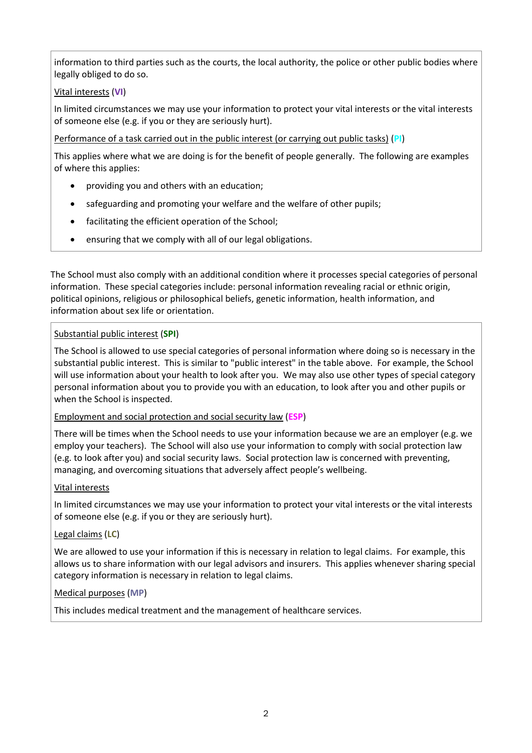information to third parties such as the courts, the local authority, the police or other public bodies where legally obliged to do so.

Vital interests (**VI**)

In limited circumstances we may use your information to protect your vital interests or the vital interests of someone else (e.g. if you or they are seriously hurt).

Performance of a task carried out in the public interest (or carrying out public tasks) (**PI**)

This applies where what we are doing is for the benefit of people generally. The following are examples of where this applies:

- providing you and others with an education;
- safeguarding and promoting your welfare and the welfare of other pupils;
- facilitating the efficient operation of the School;
- ensuring that we comply with all of our legal obligations.

The School must also comply with an additional condition where it processes special categories of personal information. These special categories include: personal information revealing racial or ethnic origin, political opinions, religious or philosophical beliefs, genetic information, health information, and information about sex life or orientation.

Substantial public interest (**SPI**)

The School is allowed to use special categories of personal information where doing so is necessary in the substantial public interest. This is similar to "public interest" in the table above. For example, the School will use information about your health to look after you. We may also use other types of special category personal information about you to provide you with an education, to look after you and other pupils or when the School is inspected.

Employment and social protection and social security law (**ESP**)

There will be times when the School needs to use your information because we are an employer (e.g. we employ your teachers). The School will also use your information to comply with social protection law (e.g. to look after you) and social security laws. Social protection law is concerned with preventing, managing, and overcoming situations that adversely affect people's wellbeing.

Vital interests

In limited circumstances we may use your information to protect your vital interests or the vital interests of someone else (e.g. if you or they are seriously hurt).

Legal claims (**LC**)

We are allowed to use your information if this is necessary in relation to legal claims. For example, this allows us to share information with our legal advisors and insurers. This applies whenever sharing special category information is necessary in relation to legal claims.

Medical purposes (**MP**)

This includes medical treatment and the management of healthcare services.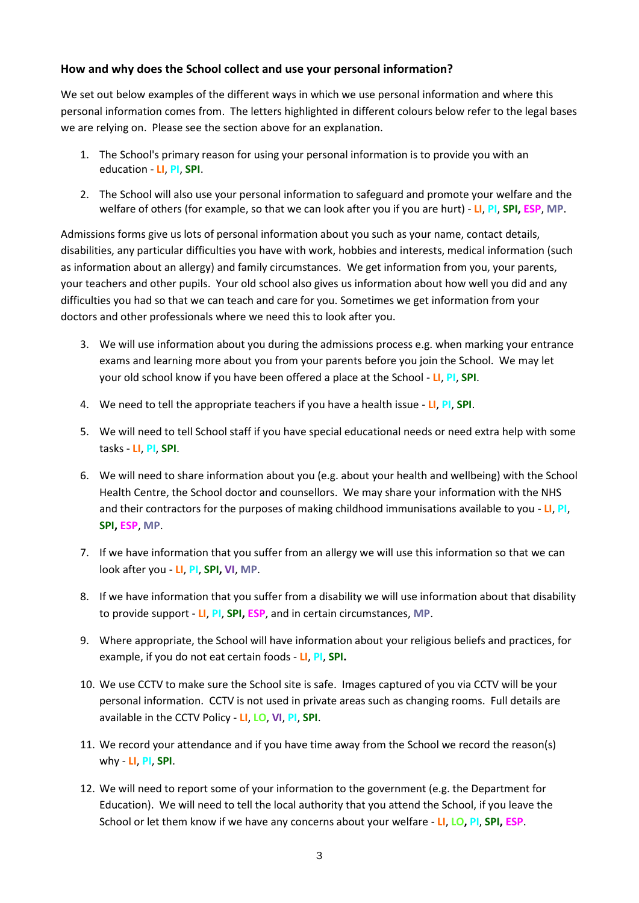**How and why does the School collect and use your personal information?**

We set out below examples of the different ways in which we use personal information and where this personal information comes from. The letters highlighted in different colours below refer to the legal bases we are relying on. Please see the section above for an explanation.

1. The School's primary reason for using your personal information is to provide you with an education - **LI**, **PI**, **SPI**.

2. The School will also use your personal information to safeguard and promote your welfare and the welfare of others (for example, so that we can look after you if you are hurt) - **LI**, **PI**, **SPI**, **ESP**, **MP**.

Admissions forms give us lots of personal information about you such as your name, contact details, disabilities, any particular difficulties you have with work, hobbies and interests, medical information (such as information about an allergy) and family circumstances. We get information from you, your parents, your teachers and other pupils. Your old school also gives us information about how well you did and any difficulties you had so that we can teach and care for you. Sometimes we get information from your doctors and other professionals where we need this to look after you.

3. We will use information about you during the admissions process e.g. when marking your entrance exams and learning more about you from your parents before you join the School. We may let your old school know if you have been offered a place at the School - **LI**, **PI**, **SPI**.

4. We need to tell the appropriate teachers if you have a health issue - **LI**, **PI**, **SPI**.

5. We will need to tell School staff if you have special educational needs or need extra help with some tasks - **LI**, **PI**, **SPI**.

6. We will need to share information about you (e.g. about your health and wellbeing) with the School Health Centre, the School doctor and counsellors. We may share your information with the NHS and their contractors for the purposes of making childhood immunisations available to you - **LI**, **PI**, **SPI**, **ESP**, **MP**.

7. If we have information that you suffer from an allergy we will use this information so that we can look after you - **LI**, **PI**, **SPI**, **VI**, **MP**.

8. If we have information that you suffer from a disability we will use information about that disability to provide support - **LI**, **PI**, **SPI**, **ESP**, and in certain circumstances, **MP**.

9. Where appropriate, the School will have information about your religious beliefs and practices, for example, if you do not eat certain foods - **LI**, **PI**, **SPI.**

10. We use CCTV to make sure the School site is safe. Images captured of you via CCTV will be your personal information. CCTV is not used in private areas such as changing rooms. Full details are available in the CCTV Policy - **LI**, **LO**, **VI**, **PI**, **SPI**.

11. We record your attendance and if you have time away from the School we record the reason(s) why - **LI**, **PI**, **SPI**.

12. We will need to report some of your information to the government (e.g. the Department for Education). We will need to tell the local authority that you attend the School, if you leave the School or let them know if we have any concerns about your welfare - **LI**, **LO**, **PI**, **SPI**, **ESP**.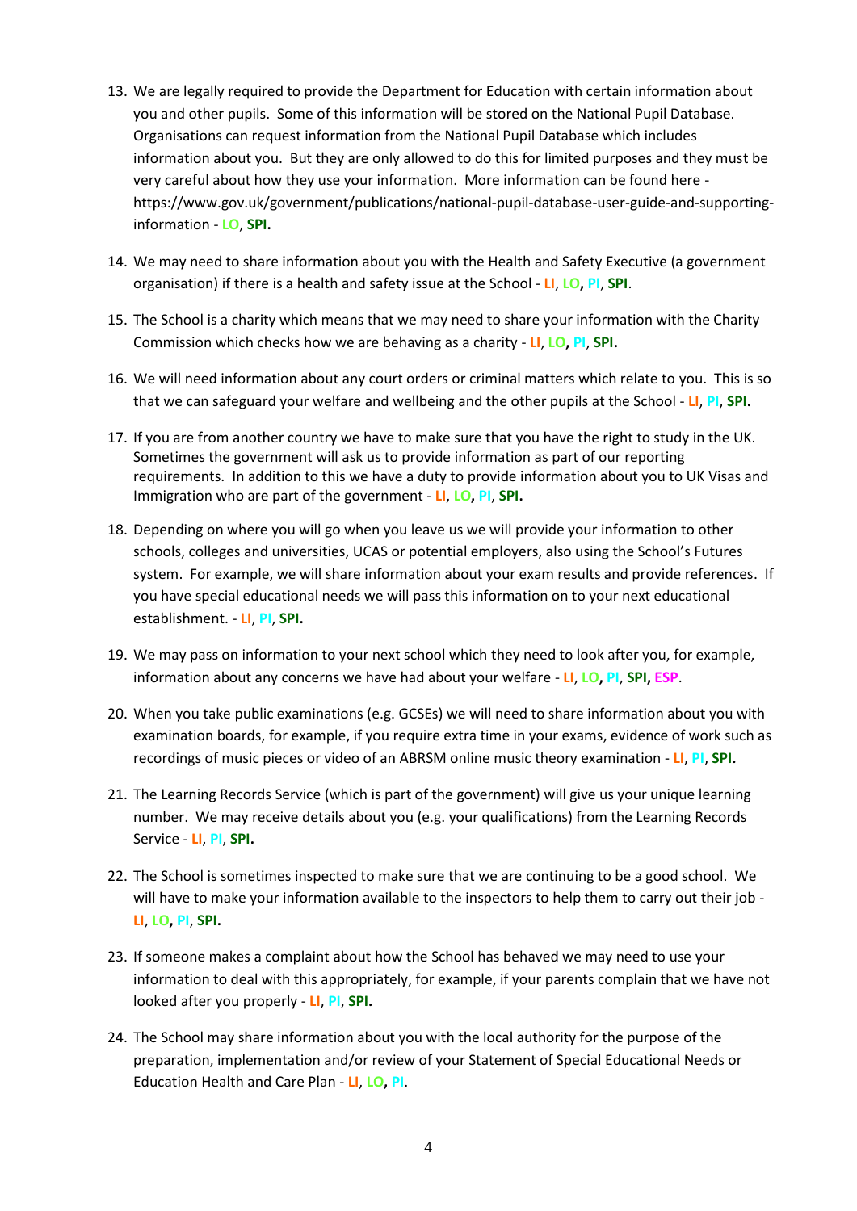13. We are legally required to provide the Department for Education with certain information about you and other pupils. Some of this information will be stored on the National Pupil Database. Organisations can request information from the National Pupil Database which includes information about you. But they are only allowed to do this for limited purposes and they must be very careful about how they use your information. More information can be found here - https://www.gov.uk/government/publications/national-pupil-database-user-guide-and-supporting-information - **LO**, **SPI.**

14. We may need to share information about you with the Health and Safety Executive (a government organisation) if there is a health and safety issue at the School - **LI**, **LO, PI**, **SPI**.

15. The School is a charity which means that we may need to share your information with the Charity Commission which checks how we are behaving as a charity - **LI**, **LO, PI**, **SPI.**

16. We will need information about any court orders or criminal matters which relate to you. This is so that we can safeguard your welfare and wellbeing and the other pupils at the School - **LI**, **PI**, **SPI.**

17. If you are from another country we have to make sure that you have the right to study in the UK. Sometimes the government will ask us to provide information as part of our reporting requirements. In addition to this we have a duty to provide information about you to UK Visas and Immigration who are part of the government - **LI**, **LO, PI**, **SPI.**

18. Depending on where you will go when you leave us we will provide your information to other schools, colleges and universities, UCAS or potential employers, also using the School's Futures system. For example, we will share information about your exam results and provide references. If you have special educational needs we will pass this information on to your next educational establishment. - **LI**, **PI**, **SPI.**

19. We may pass on information to your next school which they need to look after you, for example, information about any concerns we have had about your welfare - **LI**, **LO, PI**, **SPI, ESP**.

20. When you take public examinations (e.g. GCSEs) we will need to share information about you with examination boards, for example, if you require extra time in your exams, evidence of work such as recordings of music pieces or video of an ABRSM online music theory examination - **LI**, **PI**, **SPI.**

21. The Learning Records Service (which is part of the government) will give us your unique learning number. We may receive details about you (e.g. your qualifications) from the Learning Records Service - **LI**, **PI**, **SPI.**

22. The School is sometimes inspected to make sure that we are continuing to be a good school. We will have to make your information available to the inspectors to help them to carry out their job - **LI**, **LO, PI**, **SPI.**

23. If someone makes a complaint about how the School has behaved we may need to use your information to deal with this appropriately, for example, if your parents complain that we have not looked after you properly - **LI**, **PI**, **SPI.**

24. The School may share information about you with the local authority for the purpose of the preparation, implementation and/or review of your Statement of Special Educational Needs or Education Health and Care Plan - **LI**, **LO, PI**.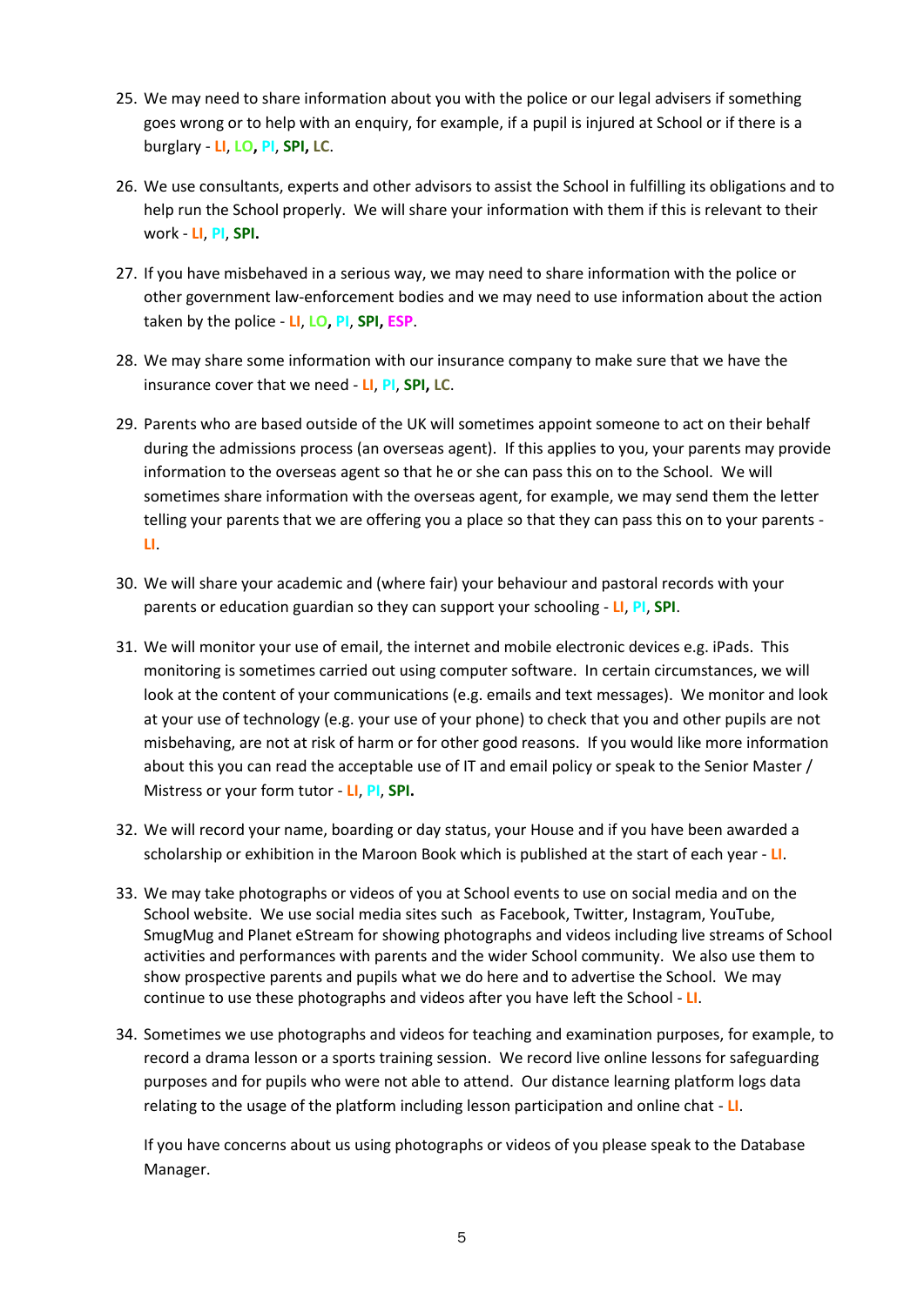25. We may need to share information about you with the police or our legal advisers if something goes wrong or to help with an enquiry, for example, if a pupil is injured at School or if there is a burglary - **LI**, **LO**, **PI**, **SPI**, **LC**.

26. We use consultants, experts and other advisors to assist the School in fulfilling its obligations and to help run the School properly. We will share your information with them if this is relevant to their work - **LI**, **PI**, **SPI**.

27. If you have misbehaved in a serious way, we may need to share information with the police or other government law-enforcement bodies and we may need to use information about the action taken by the police - **LI**, **LO**, **PI**, **SPI**, **ESP**.

28. We may share some information with our insurance company to make sure that we have the insurance cover that we need - **LI**, **PI**, **SPI**, **LC**.

29. Parents who are based outside of the UK will sometimes appoint someone to act on their behalf during the admissions process (an overseas agent). If this applies to you, your parents may provide information to the overseas agent so that he or she can pass this on to the School. We will sometimes share information with the overseas agent, for example, we may send them the letter telling your parents that we are offering you a place so that they can pass this on to your parents - **LI**.

30. We will share your academic and (where fair) your behaviour and pastoral records with your parents or education guardian so they can support your schooling - **LI**, **PI**, **SPI**.

31. We will monitor your use of email, the internet and mobile electronic devices e.g. iPads. This monitoring is sometimes carried out using computer software. In certain circumstances, we will look at the content of your communications (e.g. emails and text messages). We monitor and look at your use of technology (e.g. your use of your phone) to check that you and other pupils are not misbehaving, are not at risk of harm or for other good reasons. If you would like more information about this you can read the acceptable use of IT and email policy or speak to the Senior Master / Mistress or your form tutor - **LI**, **PI**, **SPI**.

32. We will record your name, boarding or day status, your House and if you have been awarded a scholarship or exhibition in the Maroon Book which is published at the start of each year - **LI**.

33. We may take photographs or videos of you at School events to use on social media and on the School website. We use social media sites such as Facebook, Twitter, Instagram, YouTube, SmugMug and Planet eStream for showing photographs and videos including live streams of School activities and performances with parents and the wider School community. We also use them to show prospective parents and pupils what we do here and to advertise the School. We may continue to use these photographs and videos after you have left the School - **LI**.

34. Sometimes we use photographs and videos for teaching and examination purposes, for example, to record a drama lesson or a sports training session. We record live online lessons for safeguarding purposes and for pupils who were not able to attend. Our distance learning platform logs data relating to the usage of the platform including lesson participation and online chat - **LI**.

    If you have concerns about us using photographs or videos of you please speak to the Database Manager.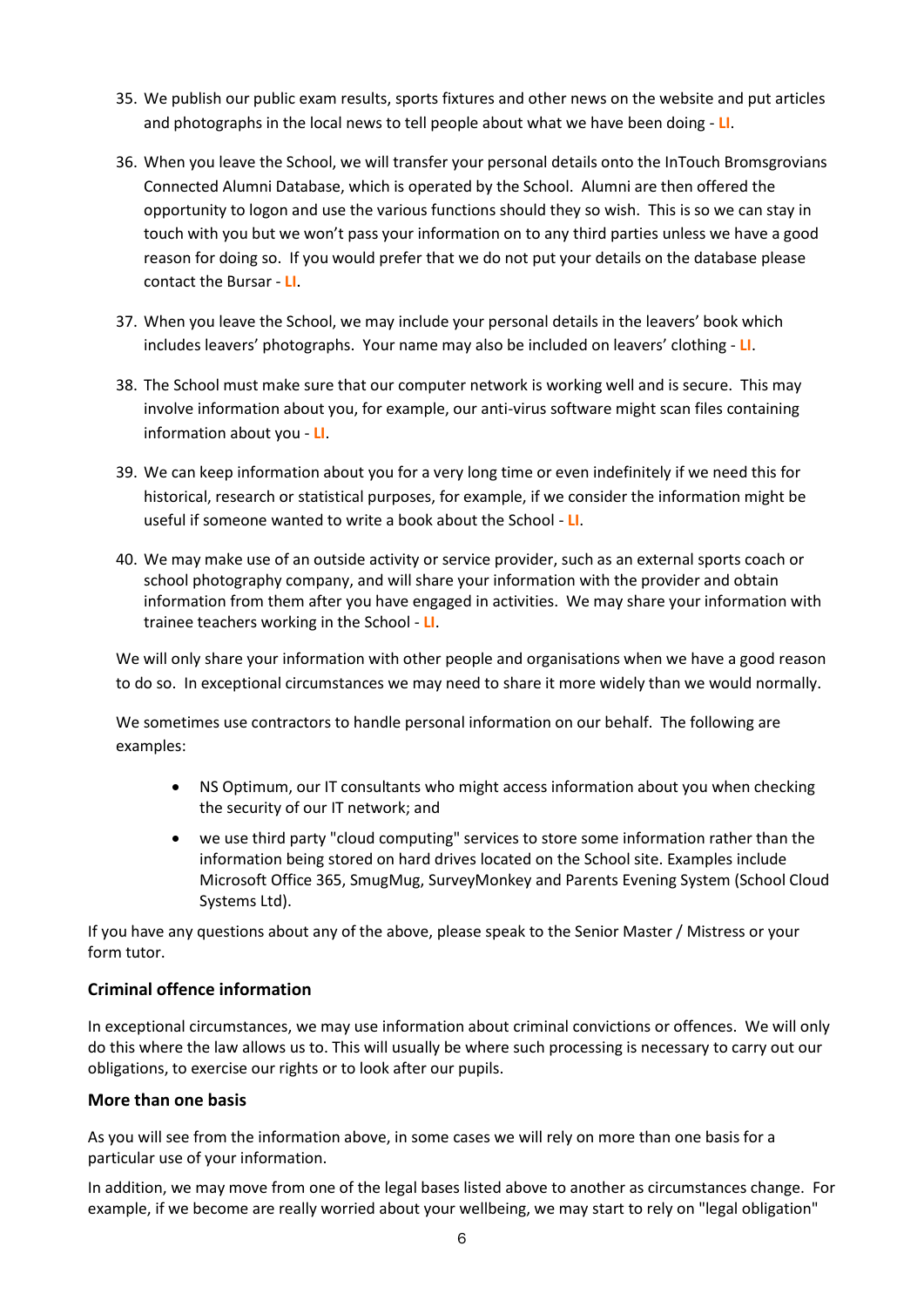35. We publish our public exam results, sports fixtures and other news on the website and put articles and photographs in the local news to tell people about what we have been doing - **LI**.

36. When you leave the School, we will transfer your personal details onto the InTouch Bromsgrovians Connected Alumni Database, which is operated by the School. Alumni are then offered the opportunity to logon and use the various functions should they so wish. This is so we can stay in touch with you but we won't pass your information on to any third parties unless we have a good reason for doing so. If you would prefer that we do not put your details on the database please contact the Bursar - **LI**.

37. When you leave the School, we may include your personal details in the leavers' book which includes leavers' photographs. Your name may also be included on leavers' clothing - **LI**.

38. The School must make sure that our computer network is working well and is secure. This may involve information about you, for example, our anti-virus software might scan files containing information about you - **LI**.

39. We can keep information about you for a very long time or even indefinitely if we need this for historical, research or statistical purposes, for example, if we consider the information might be useful if someone wanted to write a book about the School - **LI**.

40. We may make use of an outside activity or service provider, such as an external sports coach or school photography company, and will share your information with the provider and obtain information from them after you have engaged in activities. We may share your information with trainee teachers working in the School - **LI**.

We will only share your information with other people and organisations when we have a good reason to do so. In exceptional circumstances we may need to share it more widely than we would normally.

We sometimes use contractors to handle personal information on our behalf. The following are examples:

- NS Optimum, our IT consultants who might access information about you when checking the security of our IT network; and
- we use third party "cloud computing" services to store some information rather than the information being stored on hard drives located on the School site. Examples include Microsoft Office 365, SmugMug, SurveyMonkey and Parents Evening System (School Cloud Systems Ltd).

If you have any questions about any of the above, please speak to the Senior Master / Mistress or your form tutor.

### Criminal offence information

In exceptional circumstances, we may use information about criminal convictions or offences. We will only do this where the law allows us to. This will usually be where such processing is necessary to carry out our obligations, to exercise our rights or to look after our pupils.

### More than one basis

As you will see from the information above, in some cases we will rely on more than one basis for a particular use of your information.

In addition, we may move from one of the legal bases listed above to another as circumstances change. For example, if we become are really worried about your wellbeing, we may start to rely on "legal obligation"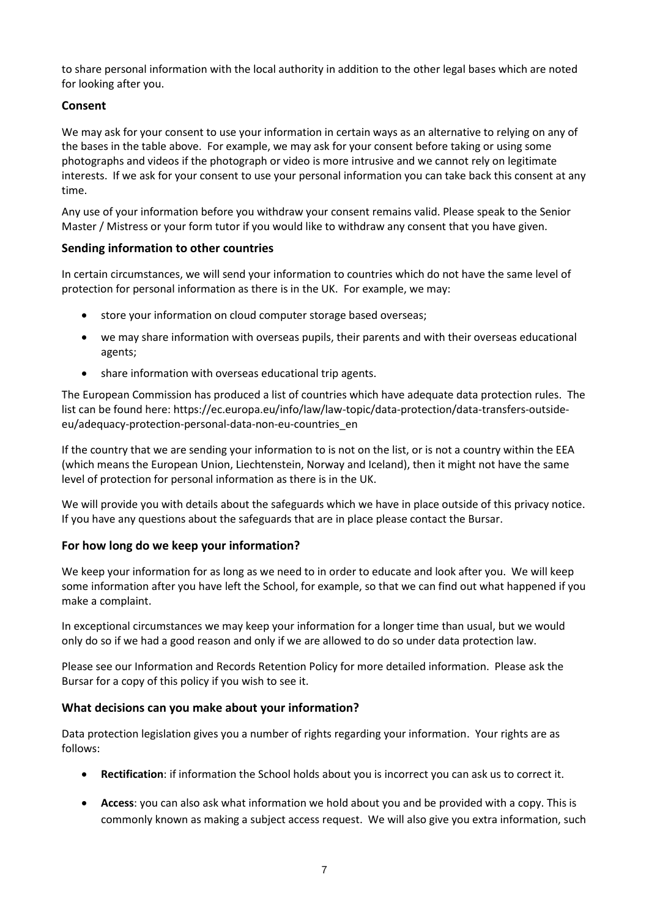to share personal information with the local authority in addition to the other legal bases which are noted for looking after you.

### Consent

We may ask for your consent to use your information in certain ways as an alternative to relying on any of the bases in the table above. For example, we may ask for your consent before taking or using some photographs and videos if the photograph or video is more intrusive and we cannot rely on legitimate interests. If we ask for your consent to use your personal information you can take back this consent at any time.

Any use of your information before you withdraw your consent remains valid. Please speak to the Senior Master / Mistress or your form tutor if you would like to withdraw any consent that you have given.

### Sending information to other countries

In certain circumstances, we will send your information to countries which do not have the same level of protection for personal information as there is in the UK. For example, we may:

- store your information on cloud computer storage based overseas;
- we may share information with overseas pupils, their parents and with their overseas educational agents;
- share information with overseas educational trip agents.

The European Commission has produced a list of countries which have adequate data protection rules. The list can be found here: https://ec.europa.eu/info/law/law-topic/data-protection/data-transfers-outside-eu/adequacy-protection-personal-data-non-eu-countries_en

If the country that we are sending your information to is not on the list, or is not a country within the EEA (which means the European Union, Liechtenstein, Norway and Iceland), then it might not have the same level of protection for personal information as there is in the UK.

We will provide you with details about the safeguards which we have in place outside of this privacy notice. If you have any questions about the safeguards that are in place please contact the Bursar.

### For how long do we keep your information?

We keep your information for as long as we need to in order to educate and look after you. We will keep some information after you have left the School, for example, so that we can find out what happened if you make a complaint.

In exceptional circumstances we may keep your information for a longer time than usual, but we would only do so if we had a good reason and only if we are allowed to do so under data protection law.

Please see our Information and Records Retention Policy for more detailed information. Please ask the Bursar for a copy of this policy if you wish to see it.

### What decisions can you make about your information?

Data protection legislation gives you a number of rights regarding your information. Your rights are as follows:

- **Rectification**: if information the School holds about you is incorrect you can ask us to correct it.
- **Access**: you can also ask what information we hold about you and be provided with a copy. This is commonly known as making a subject access request. We will also give you extra information, such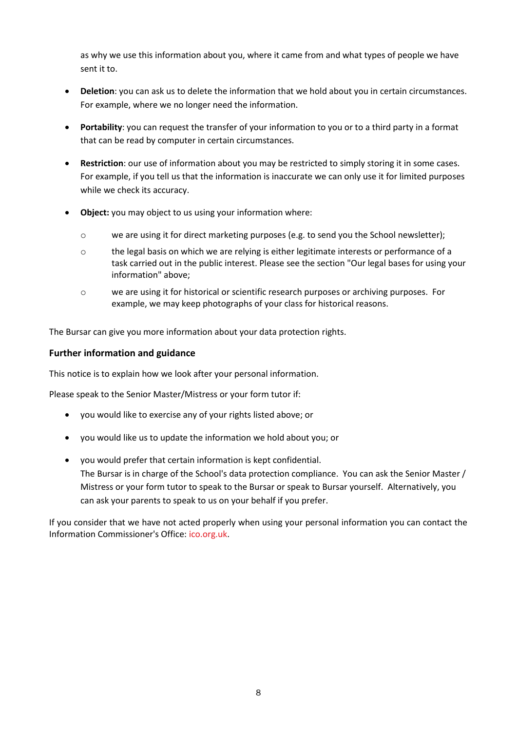as why we use this information about you, where it came from and what types of people we have sent it to.

- **Deletion**: you can ask us to delete the information that we hold about you in certain circumstances. For example, where we no longer need the information.

- **Portability**: you can request the transfer of your information to you or to a third party in a format that can be read by computer in certain circumstances.

- **Restriction**: our use of information about you may be restricted to simply storing it in some cases. For example, if you tell us that the information is inaccurate we can only use it for limited purposes while we check its accuracy.

- **Object:** you may object to us using your information where:
  - we are using it for direct marketing purposes (e.g. to send you the School newsletter);
  - the legal basis on which we are relying is either legitimate interests or performance of a task carried out in the public interest. Please see the section "Our legal bases for using your information" above;
  - we are using it for historical or scientific research purposes or archiving purposes. For example, we may keep photographs of your class for historical reasons.

The Bursar can give you more information about your data protection rights.

### Further information and guidance

This notice is to explain how we look after your personal information.

Please speak to the Senior Master/Mistress or your form tutor if:

- you would like to exercise any of your rights listed above; or

- you would like us to update the information we hold about you; or

- you would prefer that certain information is kept confidential.
  The Bursar is in charge of the School's data protection compliance. You can ask the Senior Master / Mistress or your form tutor to speak to the Bursar or speak to Bursar yourself. Alternatively, you can ask your parents to speak to us on your behalf if you prefer.

If you consider that we have not acted properly when using your personal information you can contact the Information Commissioner's Office: ico.org.uk.